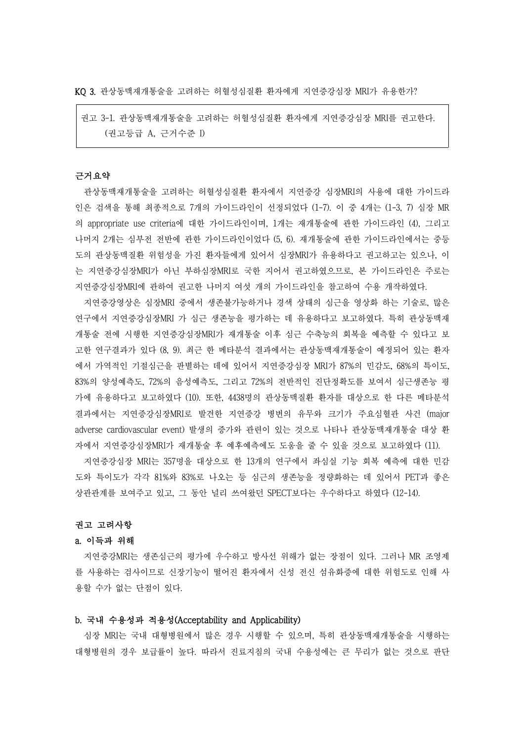KQ 3. 관상동맥재개통술을 고려하는 허혈성심질환 환자에게 지연증강심장 MRI가 유용한가?

> 권고 3-1. 관상동맥재개통술을 고려하는 허혈성심질환 환자에게 지연증강심장 MRI를 권고한다.
> (권고등급 A, 근거수준 I)

### 근거요약

관상동맥재개통술을 고려하는 허혈성심질환 환자에서 지연증강 심장MRI의 사용에 대한 가이드라인은 검색을 통해 최종적으로 7개의 가이드라인이 선정되었다 (1-7). 이 중 4개는 (1-3, 7) 심장 MR의 appropriate use criteria에 대한 가이드라인이며, 1개는 재개통술에 관한 가이드라인 (4), 그리고 나머지 2개는 심부전 전반에 관한 가이드라인이었다 (5, 6). 재개통술에 관한 가이드라인에서는 중등도의 관상동맥질환 위험성을 가진 환자들에게 있어서 심장MRI가 유용하다고 권고하고는 있으나, 이는 지연증강심장MRI가 아닌 부하심장MRI로 국한 지어서 권고하였으므로, 본 가이드라인은 주로는 지연증강심장MRI에 관하여 권고한 나머지 여섯 개의 가이드라인을 참고하여 수용 개작하였다.

지연증강영상은 심장MRI 중에서 생존불가능하거나 경색 상태의 심근을 영상화 하는 기술로, 많은 연구에서 지연증강심장MRI 가 심근 생존능을 평가하는 데 유용하다고 보고하였다. 특히 관상동맥재개통술 전에 시행한 지연증강심장MRI가 재개통술 이후 심근 수축능의 회복을 예측할 수 있다고 보고한 연구결과가 있다 (8, 9). 최근 한 메타분석 결과에서는 관상동맥재개통술이 예정되어 있는 환자에서 가역적인 기절심근을 판별하는 데에 있어서 지연증강심장 MRI가 87%의 민감도, 68%의 특이도, 83%의 양성예측도, 72%의 음성예측도, 그리고 72%의 전반적인 진단정확도를 보여서 심근생존능 평가에 유용하다고 보고하였다 (10). 또한, 4438명의 관상동맥질환 환자를 대상으로 한 다른 메타분석 결과에서는 지연증강심장MRI로 발견한 지연증강 병변의 유무와 크기가 주요심혈관 사건 (major adverse cardiovascular event) 발생의 증가와 관련이 있는 것으로 나타나 관상동맥재개통술 대상 환자에서 지연증강심장MRI가 재개통술 후 예후예측에도 도움을 줄 수 있을 것으로 보고하였다 (11).

지연증강심장 MRI는 357명을 대상으로 한 13개의 연구에서 좌심실 기능 회복 예측에 대한 민감도와 특이도가 각각 81%와 83%로 나오는 등 심근의 생존능을 정량화하는 데 있어서 PET과 좋은 상관관계를 보여주고 있고, 그 동안 널리 쓰여왔던 SPECT보다는 우수하다고 하였다 (12-14).

### 권고 고려사항

#### a. 이득과 위해

지연증강MRI는 생존심근의 평가에 우수하고 방사선 위해가 없는 장점이 있다. 그러나 MR 조영제를 사용하는 검사이므로 신장기능이 떨어진 환자에서 신성 전신 섬유화증에 대한 위험도로 인해 사용할 수가 없는 단점이 있다.

#### b. 국내 수용성과 적용성(Acceptability and Applicability)

심장 MRI는 국내 대형병원에서 많은 경우 시행할 수 있으며, 특히 관상동맥재개통술을 시행하는 대형병원의 경우 보급률이 높다. 따라서 진료지침의 국내 수용성에는 큰 무리가 없는 것으로 판단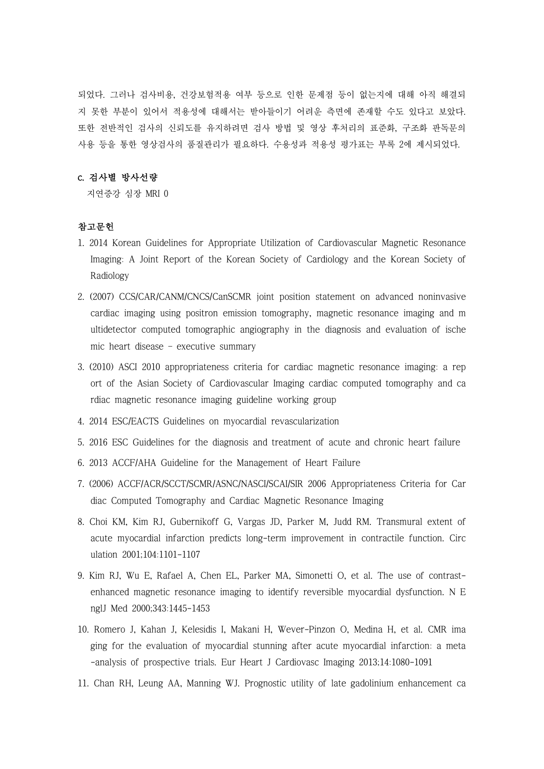되었다. 그러나 검사비용, 건강보험적용 여부 등으로 인한 문제점 등이 없는지에 대해 아직 해결되지 못한 부분이 있어서 적용성에 대해서는 받아들이기 어려운 측면에 존재할 수도 있다고 보았다. 또한 전반적인 검사의 신뢰도를 유지하려면 검사 방법 및 영상 후처리의 표준화, 구조화 판독문의 사용 등을 통한 영상검사의 품질관리가 필요하다. 수용성과 적용성 평가표는 부록 2에 제시되었다.

**C. 검사별 방사선량**

지연증강 심장 MRI 0

**참고문헌**

1. 2014 Korean Guidelines for Appropriate Utilization of Cardiovascular Magnetic Resonance Imaging: A Joint Report of the Korean Society of Cardiology and the Korean Society of Radiology
2. (2007) CCS/CAR/CANM/CNCS/CanSCMR joint position statement on advanced noninvasive cardiac imaging using positron emission tomography, magnetic resonance imaging and multidetector computed tomographic angiography in the diagnosis and evaluation of ischemic heart disease - executive summary
3. (2010) ASCI 2010 appropriateness criteria for cardiac magnetic resonance imaging: a report of the Asian Society of Cardiovascular Imaging cardiac computed tomography and cardiac magnetic resonance imaging guideline working group
4. 2014 ESC/EACTS Guidelines on myocardial revascularization
5. 2016 ESC Guidelines for the diagnosis and treatment of acute and chronic heart failure
6. 2013 ACCF/AHA Guideline for the Management of Heart Failure
7. (2006) ACCF/ACR/SCCT/SCMR/ASNC/NASCI/SCAI/SIR 2006 Appropriateness Criteria for Cardiac Computed Tomography and Cardiac Magnetic Resonance Imaging
8. Choi KM, Kim RJ, Gubernikoff G, Vargas JD, Parker M, Judd RM. Transmural extent of acute myocardial infarction predicts long-term improvement in contractile function. Circulation 2001;104:1101-1107
9. Kim RJ, Wu E, Rafael A, Chen EL, Parker MA, Simonetti O, et al. The use of contrast-enhanced magnetic resonance imaging to identify reversible myocardial dysfunction. N EnglJ Med 2000;343:1445-1453
10. Romero J, Kahan J, Kelesidis I, Makani H, Wever-Pinzon O, Medina H, et al. CMR imaging for the evaluation of myocardial stunning after acute myocardial infarction: a meta-analysis of prospective trials. Eur Heart J Cardiovasc Imaging 2013;14:1080-1091
11. Chan RH, Leung AA, Manning WJ. Prognostic utility of late gadolinium enhancement ca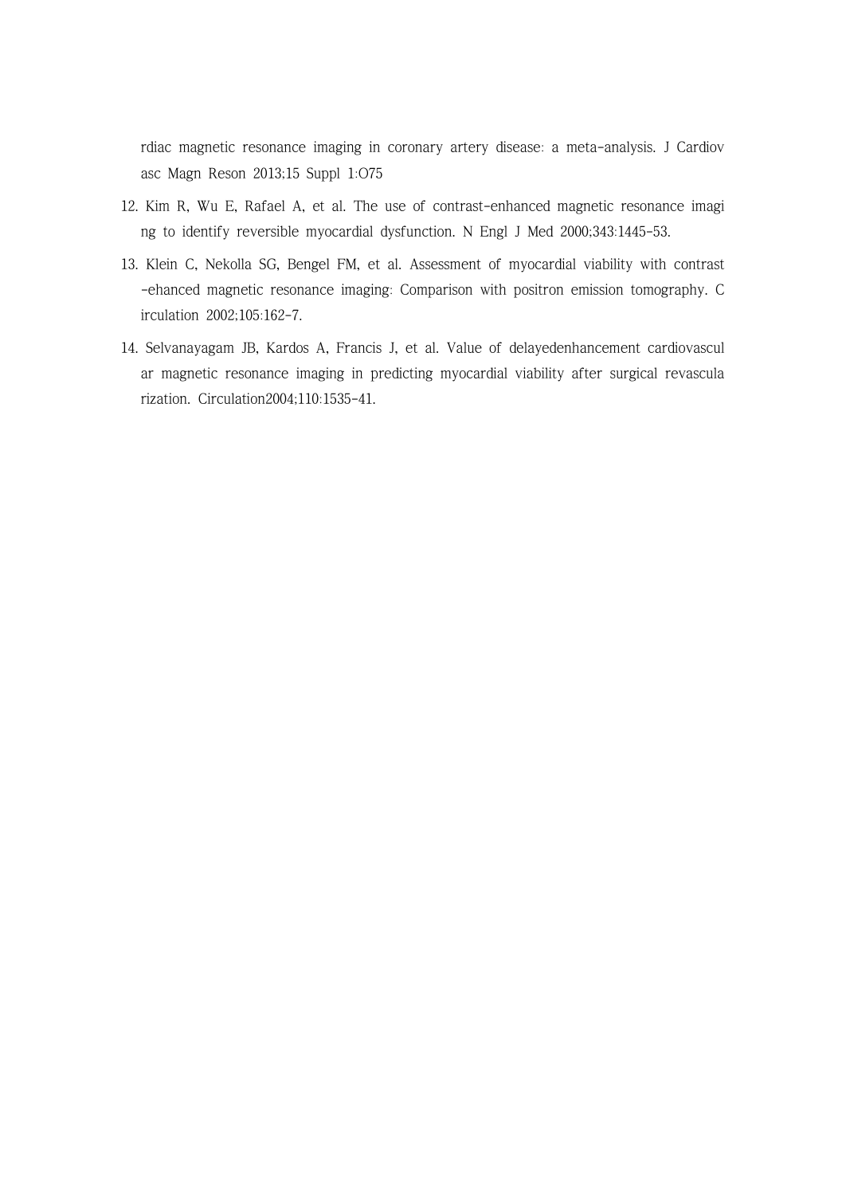rdiac magnetic resonance imaging in coronary artery disease: a meta-analysis. J Cardiovasc Magn Reson 2013;15 Suppl 1:O75

12. Kim R, Wu E, Rafael A, et al. The use of contrast-enhanced magnetic resonance imaging to identify reversible myocardial dysfunction. N Engl J Med 2000;343:1445-53.
13. Klein C, Nekolla SG, Bengel FM, et al. Assessment of myocardial viability with contrast-ehanced magnetic resonance imaging: Comparison with positron emission tomography. Circulation 2002;105:162-7.
14. Selvanayagam JB, Kardos A, Francis J, et al. Value of delayedenhancement cardiovascular magnetic resonance imaging in predicting myocardial viability after surgical revascularization. Circulation2004;110:1535-41.